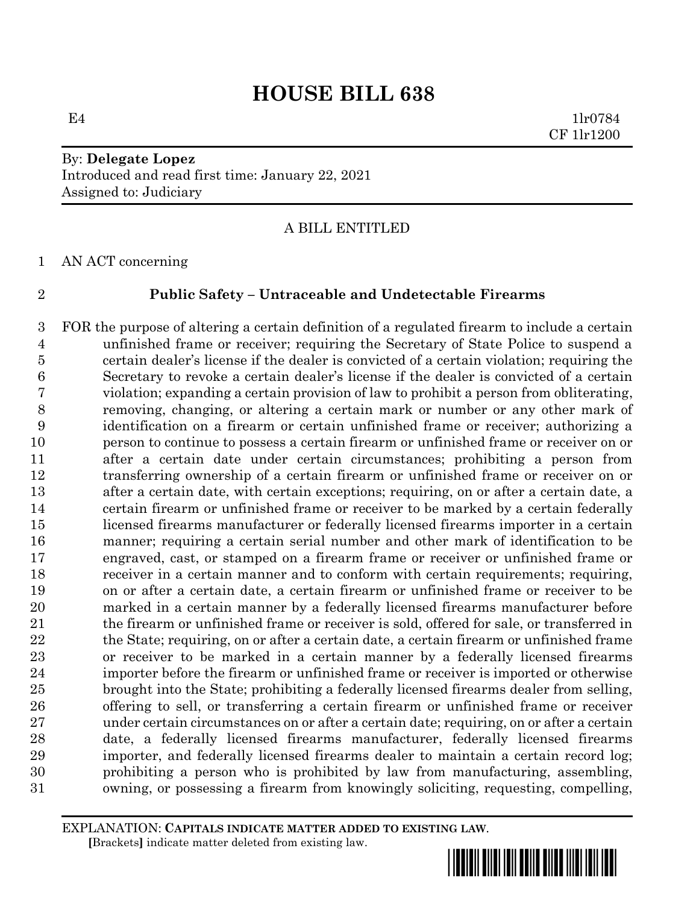# HOUSE BILL 638

E4 1lr0784
CF 1lr1200

By: **Delegate Lopez**
Introduced and read first time: January 22, 2021
Assigned to: Judiciary

A BILL ENTITLED

AN ACT concerning

**Public Safety – Untraceable and Undetectable Firearms**

FOR the purpose of altering a certain definition of a regulated firearm to include a certain unfinished frame or receiver; requiring the Secretary of State Police to suspend a certain dealer's license if the dealer is convicted of a certain violation; requiring the Secretary to revoke a certain dealer's license if the dealer is convicted of a certain violation; expanding a certain provision of law to prohibit a person from obliterating, removing, changing, or altering a certain mark or number or any other mark of identification on a firearm or certain unfinished frame or receiver; authorizing a person to continue to possess a certain firearm or unfinished frame or receiver on or after a certain date under certain circumstances; prohibiting a person from transferring ownership of a certain firearm or unfinished frame or receiver on or after a certain date, with certain exceptions; requiring, on or after a certain date, a certain firearm or unfinished frame or receiver to be marked by a certain federally licensed firearms manufacturer or federally licensed firearms importer in a certain manner; requiring a certain serial number and other mark of identification to be engraved, cast, or stamped on a firearm frame or receiver or unfinished frame or receiver in a certain manner and to conform with certain requirements; requiring, on or after a certain date, a certain firearm or unfinished frame or receiver to be marked in a certain manner by a federally licensed firearms manufacturer before the firearm or unfinished frame or receiver is sold, offered for sale, or transferred in the State; requiring, on or after a certain date, a certain firearm or unfinished frame or receiver to be marked in a certain manner by a federally licensed firearms importer before the firearm or unfinished frame or receiver is imported or otherwise brought into the State; prohibiting a federally licensed firearms dealer from selling, offering to sell, or transferring a certain firearm or unfinished frame or receiver under certain circumstances on or after a certain date; requiring, on or after a certain date, a federally licensed firearms manufacturer, federally licensed firearms importer, and federally licensed firearms dealer to maintain a certain record log; prohibiting a person who is prohibited by law from manufacturing, assembling, owning, or possessing a firearm from knowingly soliciting, requesting, compelling,

EXPLANATION: **CAPITALS INDICATE MATTER ADDED TO EXISTING LAW.**
[Brackets] indicate matter deleted from existing law.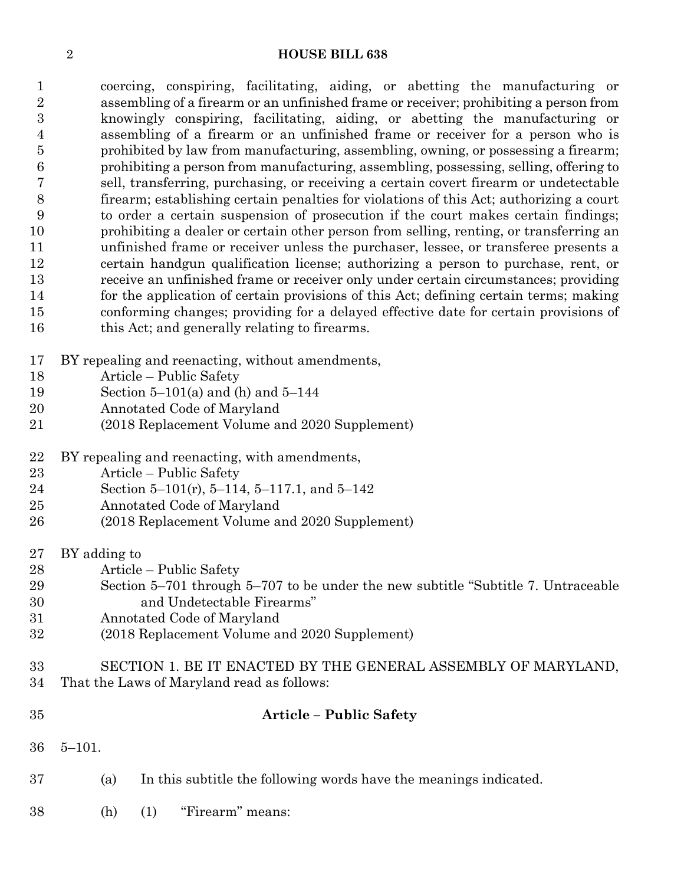coercing, conspiring, facilitating, aiding, or abetting the manufacturing or assembling of a firearm or an unfinished frame or receiver; prohibiting a person from knowingly conspiring, facilitating, aiding, or abetting the manufacturing or assembling of a firearm or an unfinished frame or receiver for a person who is prohibited by law from manufacturing, assembling, owning, or possessing a firearm; prohibiting a person from manufacturing, assembling, possessing, selling, offering to sell, transferring, purchasing, or receiving a certain covert firearm or undetectable firearm; establishing certain penalties for violations of this Act; authorizing a court to order a certain suspension of prosecution if the court makes certain findings; prohibiting a dealer or certain other person from selling, renting, or transferring an unfinished frame or receiver unless the purchaser, lessee, or transferee presents a certain handgun qualification license; authorizing a person to purchase, rent, or receive an unfinished frame or receiver only under certain circumstances; providing for the application of certain provisions of this Act; defining certain terms; making conforming changes; providing for a delayed effective date for certain provisions of this Act; and generally relating to firearms.

BY repealing and reenacting, without amendments,
Article – Public Safety
Section 5–101(a) and (h) and 5–144
Annotated Code of Maryland
(2018 Replacement Volume and 2020 Supplement)

BY repealing and reenacting, with amendments,
Article – Public Safety
Section 5–101(r), 5–114, 5–117.1, and 5–142
Annotated Code of Maryland
(2018 Replacement Volume and 2020 Supplement)

BY adding to
Article – Public Safety
Section 5–701 through 5–707 to be under the new subtitle "Subtitle 7. Untraceable and Undetectable Firearms"
Annotated Code of Maryland
(2018 Replacement Volume and 2020 Supplement)

SECTION 1. BE IT ENACTED BY THE GENERAL ASSEMBLY OF MARYLAND, That the Laws of Maryland read as follows:

**Article – Public Safety**

5–101.

(a) In this subtitle the following words have the meanings indicated.

(h) (1) "Firearm" means: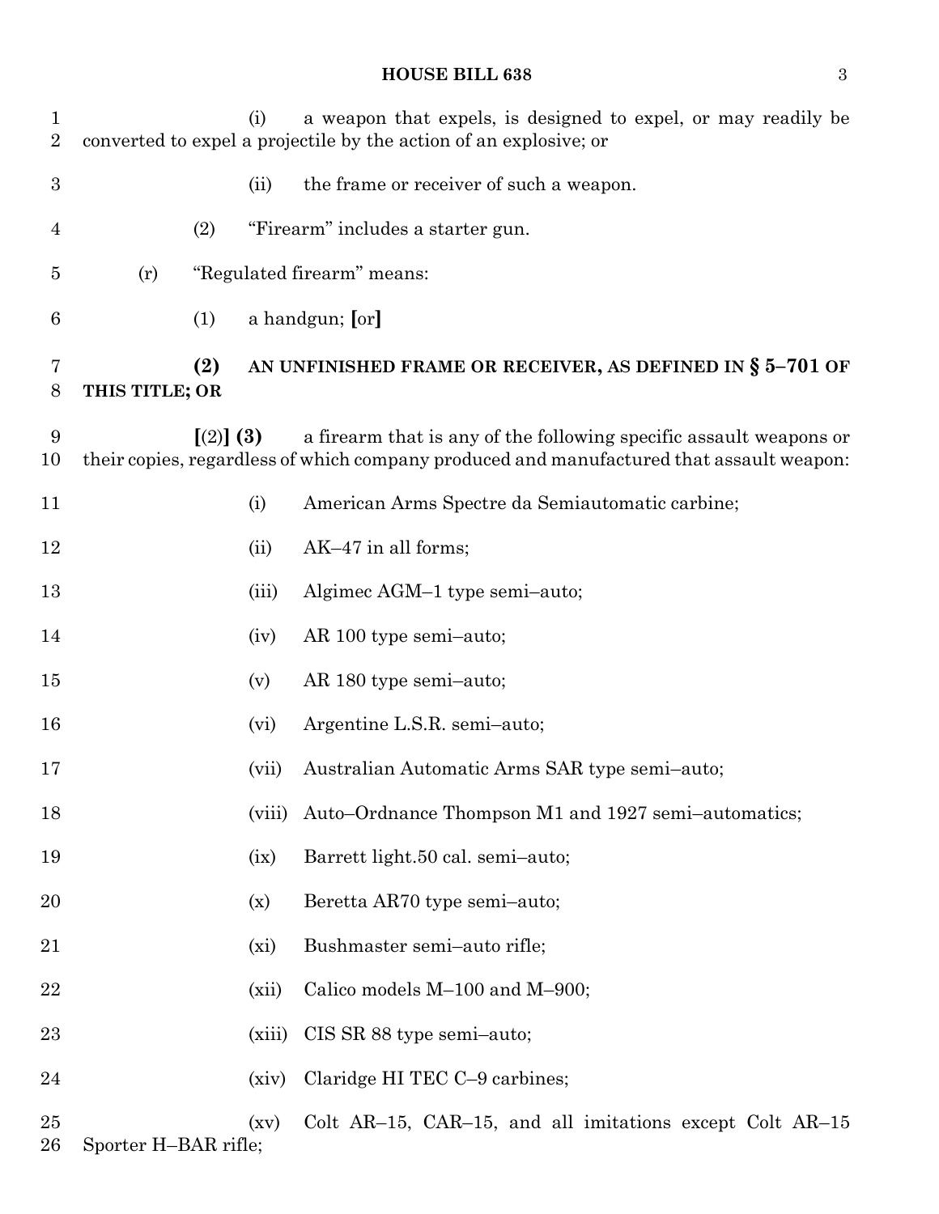(i) a weapon that expels, is designed to expel, or may readily be converted to expel a projectile by the action of an explosive; or

(ii) the frame or receiver of such a weapon.

(2) "Firearm" includes a starter gun.

(r) "Regulated firearm" means:

(1) a handgun; [or]

**(2) AN UNFINISHED FRAME OR RECEIVER, AS DEFINED IN § 5–701 OF THIS TITLE; OR**

[(2)] **(3)** a firearm that is any of the following specific assault weapons or their copies, regardless of which company produced and manufactured that assault weapon:

(i) American Arms Spectre da Semiautomatic carbine;

(ii) AK–47 in all forms;

(iii) Algimec AGM–1 type semi–auto;

(iv) AR 100 type semi–auto;

(v) AR 180 type semi–auto;

(vi) Argentine L.S.R. semi–auto;

(vii) Australian Automatic Arms SAR type semi–auto;

(viii) Auto–Ordnance Thompson M1 and 1927 semi–automatics;

(ix) Barrett light.50 cal. semi–auto;

(x) Beretta AR70 type semi–auto;

(xi) Bushmaster semi–auto rifle;

(xii) Calico models M–100 and M–900;

(xiii) CIS SR 88 type semi–auto;

(xiv) Claridge HI TEC C–9 carbines;

(xv) Colt AR–15, CAR–15, and all imitations except Colt AR–15 Sporter H–BAR rifle;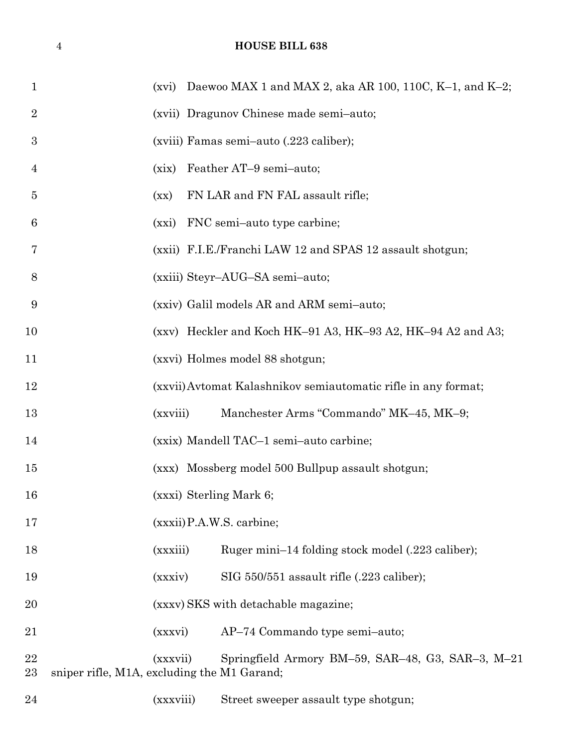(xvi) Daewoo MAX 1 and MAX 2, aka AR 100, 110C, K–1, and K–2;

(xvii) Dragunov Chinese made semi–auto;

(xviii) Famas semi–auto (.223 caliber);

(xix) Feather AT–9 semi–auto;

(xx) FN LAR and FN FAL assault rifle;

(xxi) FNC semi–auto type carbine;

(xxii) F.I.E./Franchi LAW 12 and SPAS 12 assault shotgun;

(xxiii) Steyr–AUG–SA semi–auto;

(xxiv) Galil models AR and ARM semi–auto;

(xxv) Heckler and Koch HK–91 A3, HK–93 A2, HK–94 A2 and A3;

(xxvi) Holmes model 88 shotgun;

(xxvii) Avtomat Kalashnikov semiautomatic rifle in any format;

(xxviii) Manchester Arms "Commando" MK–45, MK–9;

(xxix) Mandell TAC–1 semi–auto carbine;

(xxx) Mossberg model 500 Bullpup assault shotgun;

(xxxi) Sterling Mark 6;

(xxxii) P.A.W.S. carbine;

(xxxiii) Ruger mini–14 folding stock model (.223 caliber);

(xxxiv) SIG 550/551 assault rifle (.223 caliber);

(xxxv) SKS with detachable magazine;

(xxxvi) AP–74 Commando type semi–auto;

(xxxvii) Springfield Armory BM–59, SAR–48, G3, SAR–3, M–21 sniper rifle, M1A, excluding the M1 Garand;

(xxxviii) Street sweeper assault type shotgun;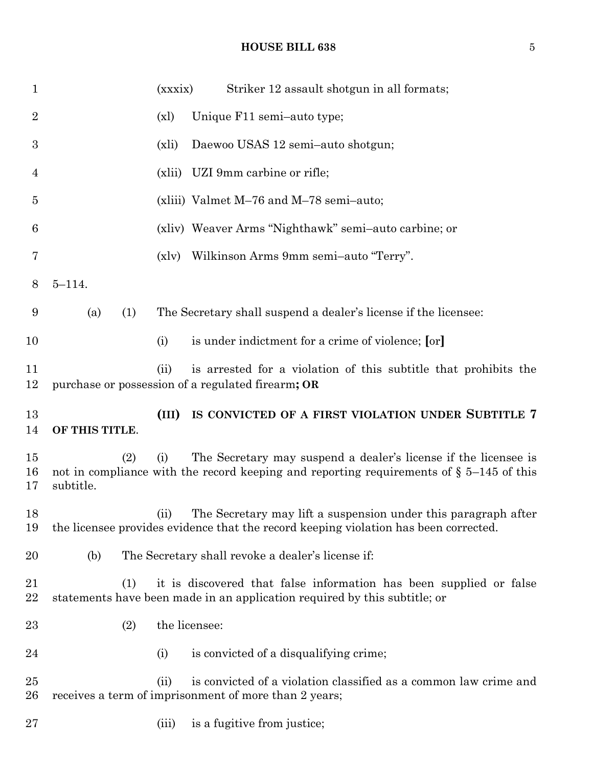(xxxix) Striker 12 assault shotgun in all formats;

(xl) Unique F11 semi–auto type;

(xli) Daewoo USAS 12 semi–auto shotgun;

(xlii) UZI 9mm carbine or rifle;

(xliii) Valmet M–76 and M–78 semi–auto;

(xliv) Weaver Arms "Nighthawk" semi–auto carbine; or

(xlv) Wilkinson Arms 9mm semi–auto "Terry".

5–114.

(a) (1) The Secretary shall suspend a dealer's license if the licensee:

(i) is under indictment for a crime of violence; **[**or**]**

(ii) is arrested for a violation of this subtitle that prohibits the purchase or possession of a regulated firearm**; OR**

**(III) IS CONVICTED OF A FIRST VIOLATION UNDER SUBTITLE 7 OF THIS TITLE**.

(2) (i) The Secretary may suspend a dealer's license if the licensee is not in compliance with the record keeping and reporting requirements of § 5–145 of this subtitle.

(ii) The Secretary may lift a suspension under this paragraph after the licensee provides evidence that the record keeping violation has been corrected.

(b) The Secretary shall revoke a dealer's license if:

(1) it is discovered that false information has been supplied or false statements have been made in an application required by this subtitle; or

(2) the licensee:

(i) is convicted of a disqualifying crime;

(ii) is convicted of a violation classified as a common law crime and receives a term of imprisonment of more than 2 years;

(iii) is a fugitive from justice;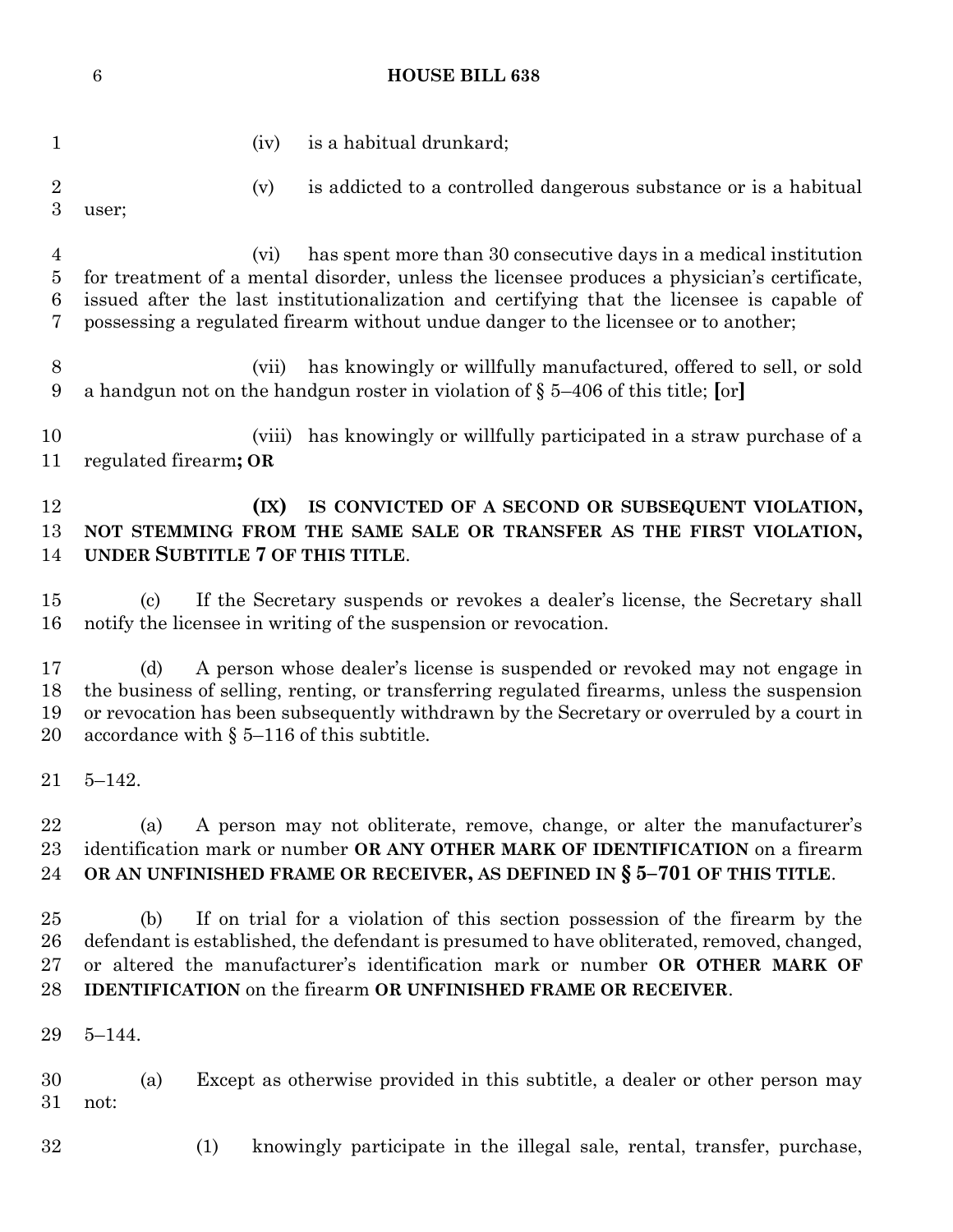(iv) is a habitual drunkard;

(v) is addicted to a controlled dangerous substance or is a habitual user;

(vi) has spent more than 30 consecutive days in a medical institution for treatment of a mental disorder, unless the licensee produces a physician's certificate, issued after the last institutionalization and certifying that the licensee is capable of possessing a regulated firearm without undue danger to the licensee or to another;

(vii) has knowingly or willfully manufactured, offered to sell, or sold a handgun not on the handgun roster in violation of § 5–406 of this title; **[**or**]**

(viii) has knowingly or willfully participated in a straw purchase of a regulated firearm**; OR**

**(IX) IS CONVICTED OF A SECOND OR SUBSEQUENT VIOLATION, NOT STEMMING FROM THE SAME SALE OR TRANSFER AS THE FIRST VIOLATION, UNDER SUBTITLE 7 OF THIS TITLE**.

(c) If the Secretary suspends or revokes a dealer's license, the Secretary shall notify the licensee in writing of the suspension or revocation.

(d) A person whose dealer's license is suspended or revoked may not engage in the business of selling, renting, or transferring regulated firearms, unless the suspension or revocation has been subsequently withdrawn by the Secretary or overruled by a court in accordance with § 5–116 of this subtitle.

5–142.

(a) A person may not obliterate, remove, change, or alter the manufacturer's identification mark or number **OR ANY OTHER MARK OF IDENTIFICATION** on a firearm **OR AN UNFINISHED FRAME OR RECEIVER, AS DEFINED IN § 5–701 OF THIS TITLE**.

(b) If on trial for a violation of this section possession of the firearm by the defendant is established, the defendant is presumed to have obliterated, removed, changed, or altered the manufacturer's identification mark or number **OR OTHER MARK OF IDENTIFICATION** on the firearm **OR UNFINISHED FRAME OR RECEIVER**.

5–144.

(a) Except as otherwise provided in this subtitle, a dealer or other person may not:

(1) knowingly participate in the illegal sale, rental, transfer, purchase,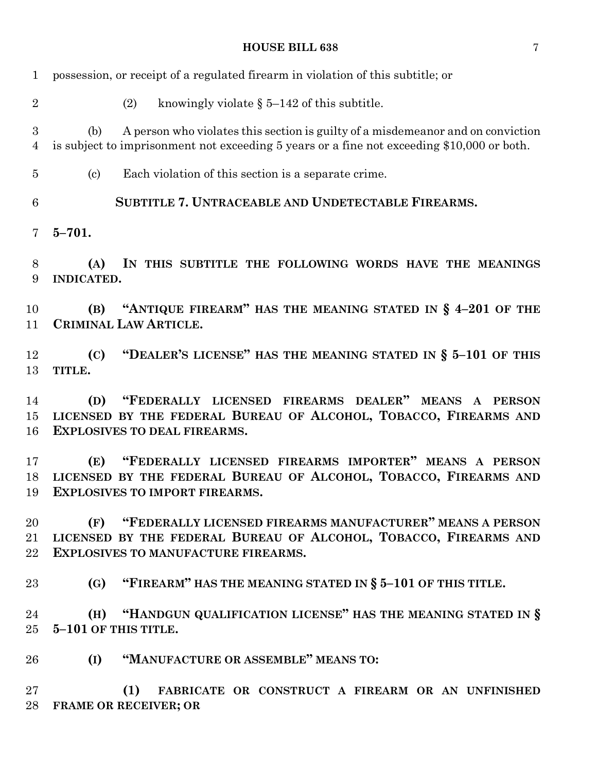possession, or receipt of a regulated firearm in violation of this subtitle; or

(2) knowingly violate § 5–142 of this subtitle.

(b) A person who violates this section is guilty of a misdemeanor and on conviction is subject to imprisonment not exceeding 5 years or a fine not exceeding $10,000 or both.

(c) Each violation of this section is a separate crime.

## **SUBTITLE 7. UNTRACEABLE AND UNDETECTABLE FIREARMS.**

**5–701.**

**(A) IN THIS SUBTITLE THE FOLLOWING WORDS HAVE THE MEANINGS INDICATED.**

**(B) "ANTIQUE FIREARM" HAS THE MEANING STATED IN § 4–201 OF THE CRIMINAL LAW ARTICLE.**

**(C) "DEALER'S LICENSE" HAS THE MEANING STATED IN § 5–101 OF THIS TITLE.**

**(D) "FEDERALLY LICENSED FIREARMS DEALER" MEANS A PERSON LICENSED BY THE FEDERAL BUREAU OF ALCOHOL, TOBACCO, FIREARMS AND EXPLOSIVES TO DEAL FIREARMS.**

**(E) "FEDERALLY LICENSED FIREARMS IMPORTER" MEANS A PERSON LICENSED BY THE FEDERAL BUREAU OF ALCOHOL, TOBACCO, FIREARMS AND EXPLOSIVES TO IMPORT FIREARMS.**

**(F) "FEDERALLY LICENSED FIREARMS MANUFACTURER" MEANS A PERSON LICENSED BY THE FEDERAL BUREAU OF ALCOHOL, TOBACCO, FIREARMS AND EXPLOSIVES TO MANUFACTURE FIREARMS.**

**(G) "FIREARM" HAS THE MEANING STATED IN § 5–101 OF THIS TITLE.**

**(H) "HANDGUN QUALIFICATION LICENSE" HAS THE MEANING STATED IN § 5–101 OF THIS TITLE.**

**(I) "MANUFACTURE OR ASSEMBLE" MEANS TO:**

**(1) FABRICATE OR CONSTRUCT A FIREARM OR AN UNFINISHED FRAME OR RECEIVER; OR**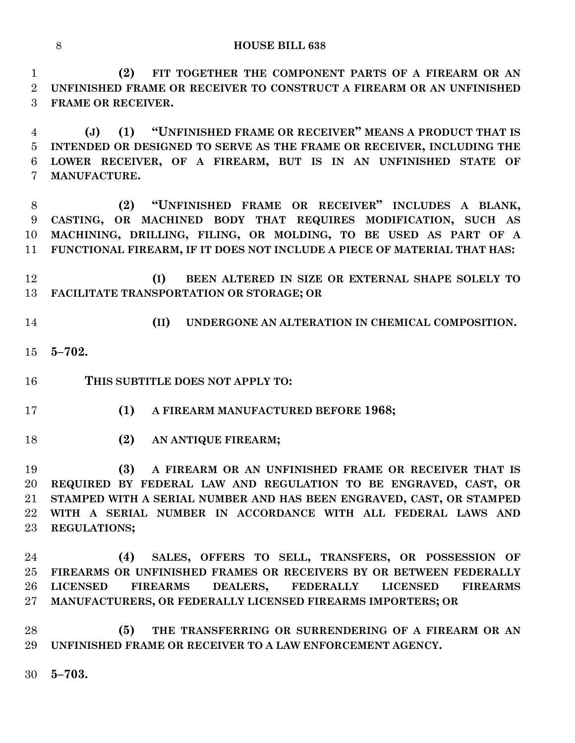**(2) FIT TOGETHER THE COMPONENT PARTS OF A FIREARM OR AN UNFINISHED FRAME OR RECEIVER TO CONSTRUCT A FIREARM OR AN UNFINISHED FRAME OR RECEIVER.**

**(J) (1) "UNFINISHED FRAME OR RECEIVER" MEANS A PRODUCT THAT IS INTENDED OR DESIGNED TO SERVE AS THE FRAME OR RECEIVER, INCLUDING THE LOWER RECEIVER, OF A FIREARM, BUT IS IN AN UNFINISHED STATE OF MANUFACTURE.**

**(2) "UNFINISHED FRAME OR RECEIVER" INCLUDES A BLANK, CASTING, OR MACHINED BODY THAT REQUIRES MODIFICATION, SUCH AS MACHINING, DRILLING, FILING, OR MOLDING, TO BE USED AS PART OF A FUNCTIONAL FIREARM, IF IT DOES NOT INCLUDE A PIECE OF MATERIAL THAT HAS:**

**(I) BEEN ALTERED IN SIZE OR EXTERNAL SHAPE SOLELY TO FACILITATE TRANSPORTATION OR STORAGE; OR**

**(II) UNDERGONE AN ALTERATION IN CHEMICAL COMPOSITION.**

**5–702.**

**THIS SUBTITLE DOES NOT APPLY TO:**

**(1) A FIREARM MANUFACTURED BEFORE 1968;**

**(2) AN ANTIQUE FIREARM;**

**(3) A FIREARM OR AN UNFINISHED FRAME OR RECEIVER THAT IS REQUIRED BY FEDERAL LAW AND REGULATION TO BE ENGRAVED, CAST, OR STAMPED WITH A SERIAL NUMBER AND HAS BEEN ENGRAVED, CAST, OR STAMPED WITH A SERIAL NUMBER IN ACCORDANCE WITH ALL FEDERAL LAWS AND REGULATIONS;**

**(4) SALES, OFFERS TO SELL, TRANSFERS, OR POSSESSION OF FIREARMS OR UNFINISHED FRAMES OR RECEIVERS BY OR BETWEEN FEDERALLY LICENSED FIREARMS DEALERS, FEDERALLY LICENSED FIREARMS MANUFACTURERS, OR FEDERALLY LICENSED FIREARMS IMPORTERS; OR**

**(5) THE TRANSFERRING OR SURRENDERING OF A FIREARM OR AN UNFINISHED FRAME OR RECEIVER TO A LAW ENFORCEMENT AGENCY.**

**5–703.**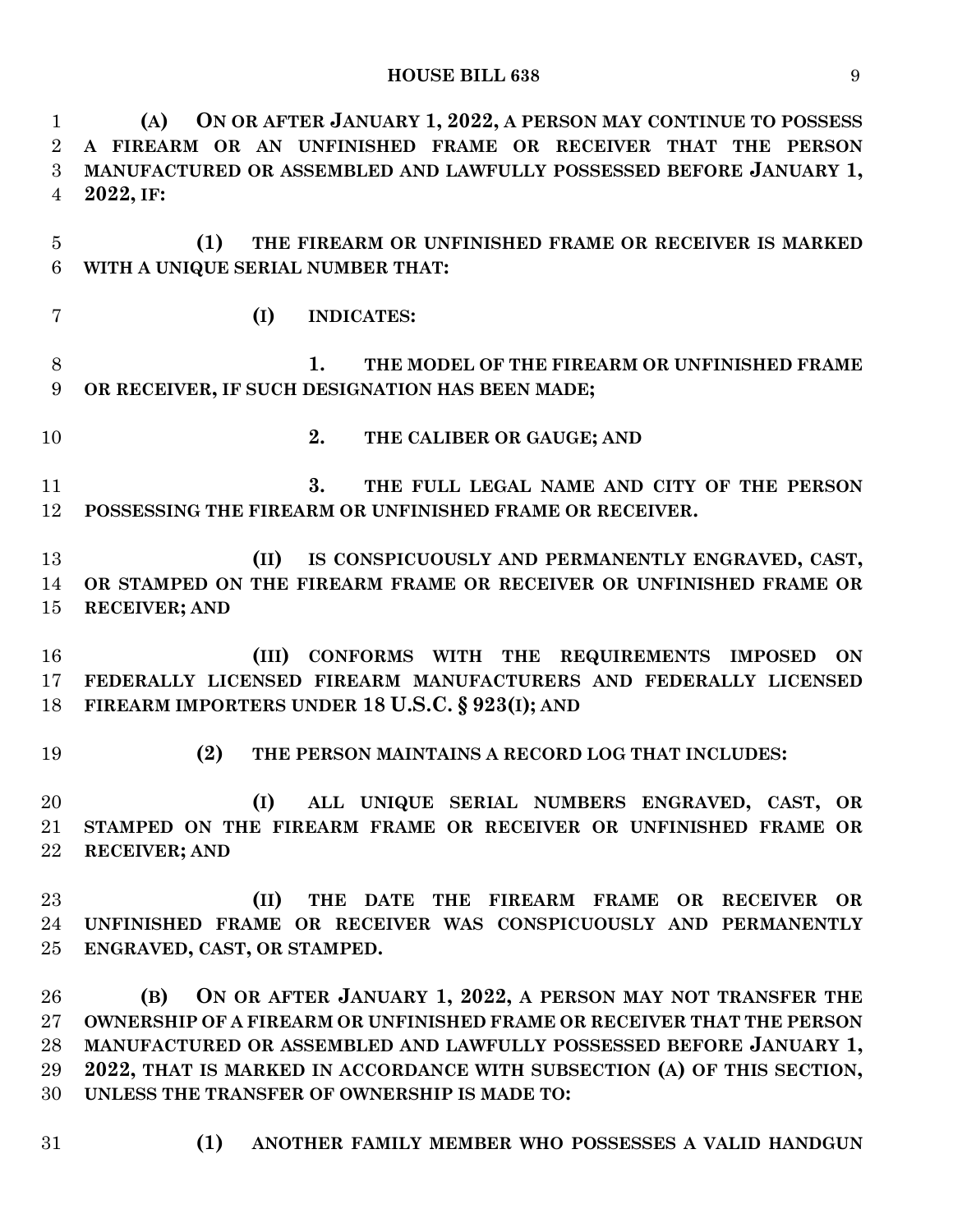**(A) ON OR AFTER JANUARY 1, 2022, A PERSON MAY CONTINUE TO POSSESS A FIREARM OR AN UNFINISHED FRAME OR RECEIVER THAT THE PERSON MANUFACTURED OR ASSEMBLED AND LAWFULLY POSSESSED BEFORE JANUARY 1, 2022, IF:**

**(1) THE FIREARM OR UNFINISHED FRAME OR RECEIVER IS MARKED WITH A UNIQUE SERIAL NUMBER THAT:**

**(I) INDICATES:**

**1. THE MODEL OF THE FIREARM OR UNFINISHED FRAME OR RECEIVER, IF SUCH DESIGNATION HAS BEEN MADE;**

**2. THE CALIBER OR GAUGE; AND**

**3. THE FULL LEGAL NAME AND CITY OF THE PERSON POSSESSING THE FIREARM OR UNFINISHED FRAME OR RECEIVER.**

**(II) IS CONSPICUOUSLY AND PERMANENTLY ENGRAVED, CAST, OR STAMPED ON THE FIREARM FRAME OR RECEIVER OR UNFINISHED FRAME OR RECEIVER; AND**

**(III) CONFORMS WITH THE REQUIREMENTS IMPOSED ON FEDERALLY LICENSED FIREARM MANUFACTURERS AND FEDERALLY LICENSED FIREARM IMPORTERS UNDER 18 U.S.C. § 923(I); AND**

**(2) THE PERSON MAINTAINS A RECORD LOG THAT INCLUDES:**

**(I) ALL UNIQUE SERIAL NUMBERS ENGRAVED, CAST, OR STAMPED ON THE FIREARM FRAME OR RECEIVER OR UNFINISHED FRAME OR RECEIVER; AND**

**(II) THE DATE THE FIREARM FRAME OR RECEIVER OR UNFINISHED FRAME OR RECEIVER WAS CONSPICUOUSLY AND PERMANENTLY ENGRAVED, CAST, OR STAMPED.**

**(B) ON OR AFTER JANUARY 1, 2022, A PERSON MAY NOT TRANSFER THE OWNERSHIP OF A FIREARM OR UNFINISHED FRAME OR RECEIVER THAT THE PERSON MANUFACTURED OR ASSEMBLED AND LAWFULLY POSSESSED BEFORE JANUARY 1, 2022, THAT IS MARKED IN ACCORDANCE WITH SUBSECTION (A) OF THIS SECTION, UNLESS THE TRANSFER OF OWNERSHIP IS MADE TO:**

**(1) ANOTHER FAMILY MEMBER WHO POSSESSES A VALID HANDGUN**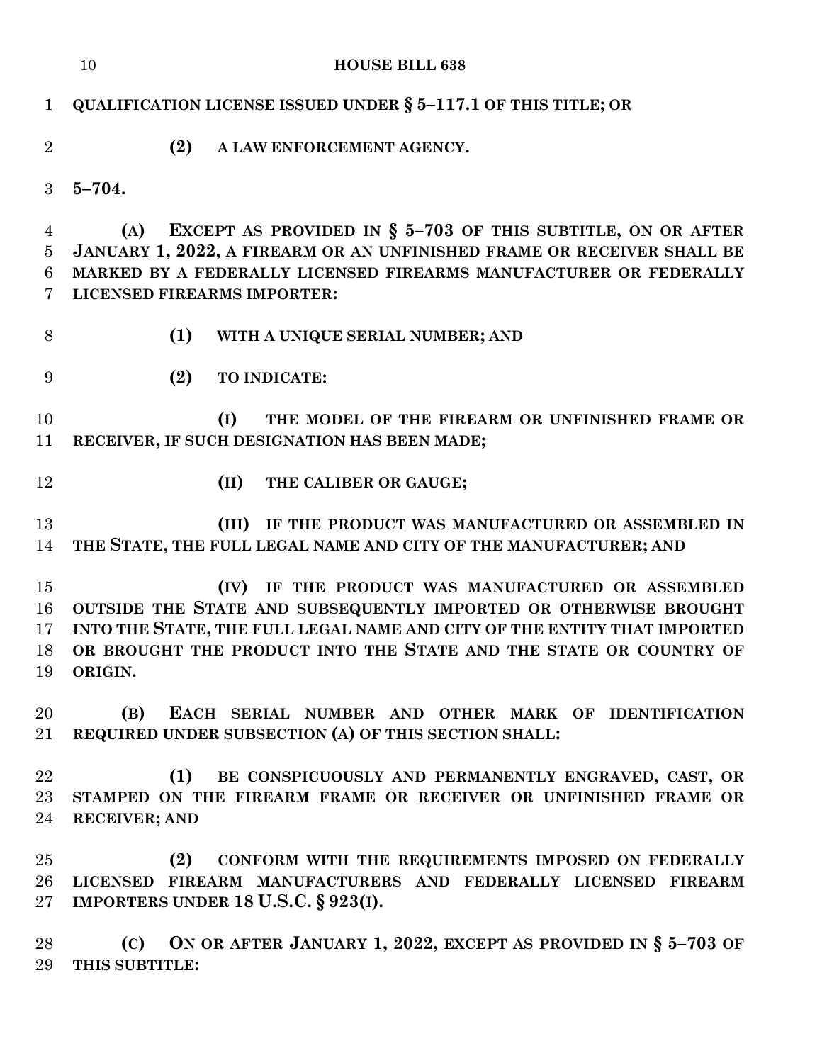**QUALIFICATION LICENSE ISSUED UNDER § 5–117.1 OF THIS TITLE; OR**

**(2) A LAW ENFORCEMENT AGENCY.**

**5–704.**

**(A) EXCEPT AS PROVIDED IN § 5–703 OF THIS SUBTITLE, ON OR AFTER JANUARY 1, 2022, A FIREARM OR AN UNFINISHED FRAME OR RECEIVER SHALL BE MARKED BY A FEDERALLY LICENSED FIREARMS MANUFACTURER OR FEDERALLY LICENSED FIREARMS IMPORTER:**

**(1) WITH A UNIQUE SERIAL NUMBER; AND**

**(2) TO INDICATE:**

**(I) THE MODEL OF THE FIREARM OR UNFINISHED FRAME OR RECEIVER, IF SUCH DESIGNATION HAS BEEN MADE;**

**(II) THE CALIBER OR GAUGE;**

**(III) IF THE PRODUCT WAS MANUFACTURED OR ASSEMBLED IN THE STATE, THE FULL LEGAL NAME AND CITY OF THE MANUFACTURER; AND**

**(IV) IF THE PRODUCT WAS MANUFACTURED OR ASSEMBLED OUTSIDE THE STATE AND SUBSEQUENTLY IMPORTED OR OTHERWISE BROUGHT INTO THE STATE, THE FULL LEGAL NAME AND CITY OF THE ENTITY THAT IMPORTED OR BROUGHT THE PRODUCT INTO THE STATE AND THE STATE OR COUNTRY OF ORIGIN.**

**(B) EACH SERIAL NUMBER AND OTHER MARK OF IDENTIFICATION REQUIRED UNDER SUBSECTION (A) OF THIS SECTION SHALL:**

**(1) BE CONSPICUOUSLY AND PERMANENTLY ENGRAVED, CAST, OR STAMPED ON THE FIREARM FRAME OR RECEIVER OR UNFINISHED FRAME OR RECEIVER; AND**

**(2) CONFORM WITH THE REQUIREMENTS IMPOSED ON FEDERALLY LICENSED FIREARM MANUFACTURERS AND FEDERALLY LICENSED FIREARM IMPORTERS UNDER 18 U.S.C. § 923(I).**

**(C) ON OR AFTER JANUARY 1, 2022, EXCEPT AS PROVIDED IN § 5–703 OF THIS SUBTITLE:**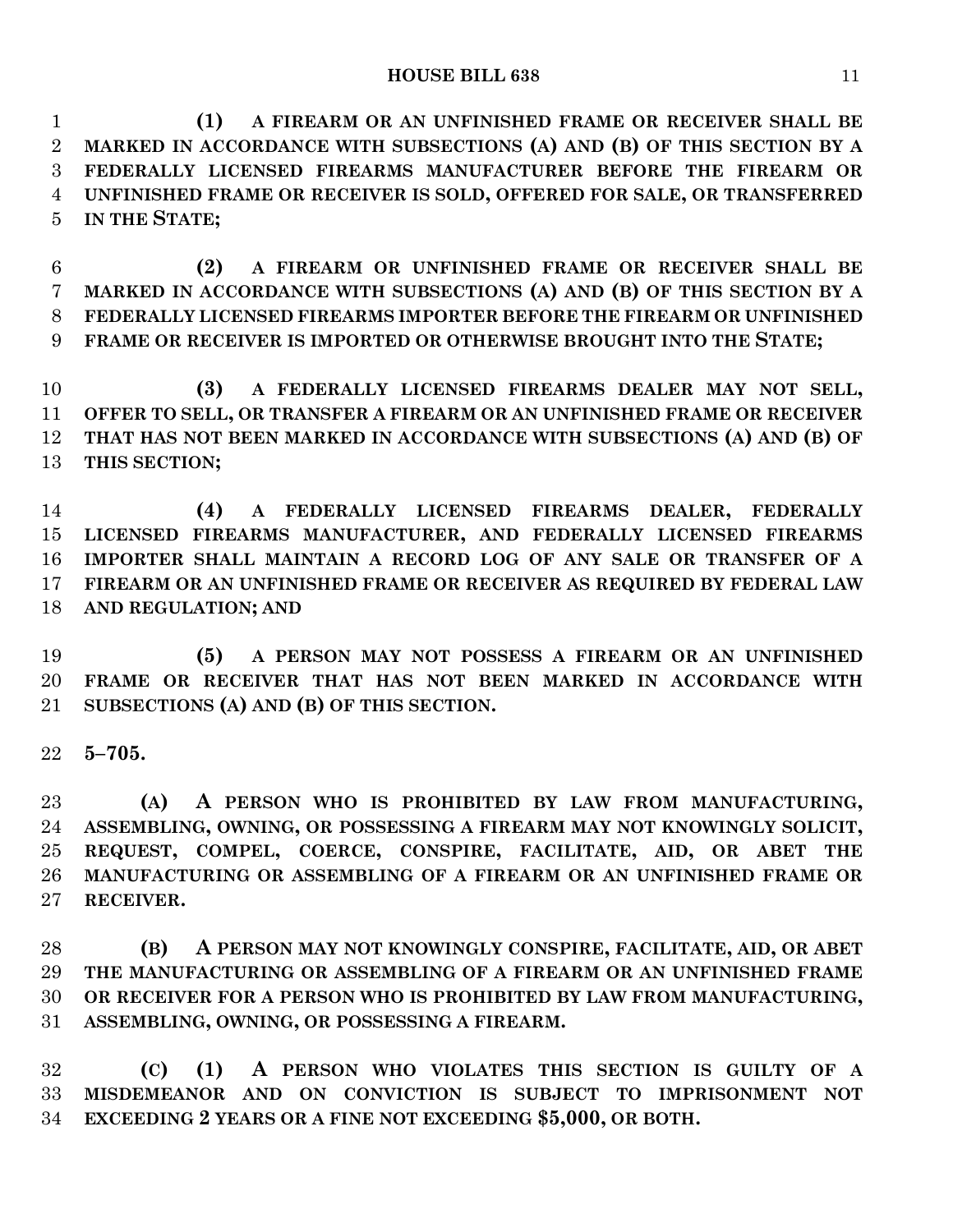**(1) A FIREARM OR AN UNFINISHED FRAME OR RECEIVER SHALL BE MARKED IN ACCORDANCE WITH SUBSECTIONS (A) AND (B) OF THIS SECTION BY A FEDERALLY LICENSED FIREARMS MANUFACTURER BEFORE THE FIREARM OR UNFINISHED FRAME OR RECEIVER IS SOLD, OFFERED FOR SALE, OR TRANSFERRED IN THE STATE;**

**(2) A FIREARM OR UNFINISHED FRAME OR RECEIVER SHALL BE MARKED IN ACCORDANCE WITH SUBSECTIONS (A) AND (B) OF THIS SECTION BY A FEDERALLY LICENSED FIREARMS IMPORTER BEFORE THE FIREARM OR UNFINISHED FRAME OR RECEIVER IS IMPORTED OR OTHERWISE BROUGHT INTO THE STATE;**

**(3) A FEDERALLY LICENSED FIREARMS DEALER MAY NOT SELL, OFFER TO SELL, OR TRANSFER A FIREARM OR AN UNFINISHED FRAME OR RECEIVER THAT HAS NOT BEEN MARKED IN ACCORDANCE WITH SUBSECTIONS (A) AND (B) OF THIS SECTION;**

**(4) A FEDERALLY LICENSED FIREARMS DEALER, FEDERALLY LICENSED FIREARMS MANUFACTURER, AND FEDERALLY LICENSED FIREARMS IMPORTER SHALL MAINTAIN A RECORD LOG OF ANY SALE OR TRANSFER OF A FIREARM OR AN UNFINISHED FRAME OR RECEIVER AS REQUIRED BY FEDERAL LAW AND REGULATION; AND**

**(5) A PERSON MAY NOT POSSESS A FIREARM OR AN UNFINISHED FRAME OR RECEIVER THAT HAS NOT BEEN MARKED IN ACCORDANCE WITH SUBSECTIONS (A) AND (B) OF THIS SECTION.**

**5–705.**

**(A) A PERSON WHO IS PROHIBITED BY LAW FROM MANUFACTURING, ASSEMBLING, OWNING, OR POSSESSING A FIREARM MAY NOT KNOWINGLY SOLICIT, REQUEST, COMPEL, COERCE, CONSPIRE, FACILITATE, AID, OR ABET THE MANUFACTURING OR ASSEMBLING OF A FIREARM OR AN UNFINISHED FRAME OR RECEIVER.**

**(B) A PERSON MAY NOT KNOWINGLY CONSPIRE, FACILITATE, AID, OR ABET THE MANUFACTURING OR ASSEMBLING OF A FIREARM OR AN UNFINISHED FRAME OR RECEIVER FOR A PERSON WHO IS PROHIBITED BY LAW FROM MANUFACTURING, ASSEMBLING, OWNING, OR POSSESSING A FIREARM.**

**(C) (1) A PERSON WHO VIOLATES THIS SECTION IS GUILTY OF A MISDEMEANOR AND ON CONVICTION IS SUBJECT TO IMPRISONMENT NOT EXCEEDING 2 YEARS OR A FINE NOT EXCEEDING $5,000, OR BOTH.**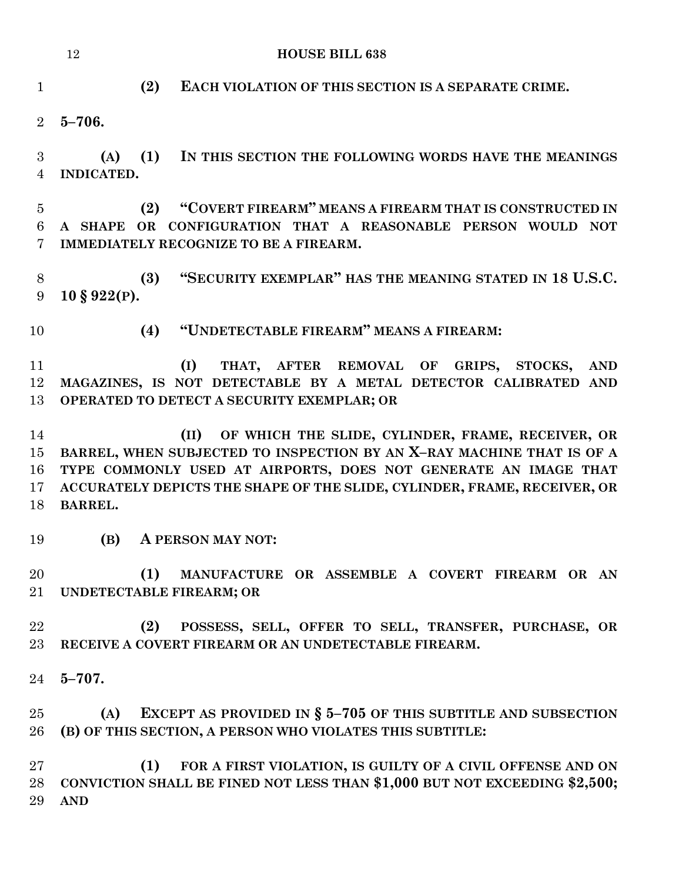**(2) EACH VIOLATION OF THIS SECTION IS A SEPARATE CRIME.**

**5–706.**

**(A) (1) IN THIS SECTION THE FOLLOWING WORDS HAVE THE MEANINGS INDICATED.**

**(2) "COVERT FIREARM" MEANS A FIREARM THAT IS CONSTRUCTED IN A SHAPE OR CONFIGURATION THAT A REASONABLE PERSON WOULD NOT IMMEDIATELY RECOGNIZE TO BE A FIREARM.**

**(3) "SECURITY EXEMPLAR" HAS THE MEANING STATED IN 18 U.S.C. 10 § 922(P).**

**(4) "UNDETECTABLE FIREARM" MEANS A FIREARM:**

**(I) THAT, AFTER REMOVAL OF GRIPS, STOCKS, AND MAGAZINES, IS NOT DETECTABLE BY A METAL DETECTOR CALIBRATED AND OPERATED TO DETECT A SECURITY EXEMPLAR; OR**

**(II) OF WHICH THE SLIDE, CYLINDER, FRAME, RECEIVER, OR BARREL, WHEN SUBJECTED TO INSPECTION BY AN X–RAY MACHINE THAT IS OF A TYPE COMMONLY USED AT AIRPORTS, DOES NOT GENERATE AN IMAGE THAT ACCURATELY DEPICTS THE SHAPE OF THE SLIDE, CYLINDER, FRAME, RECEIVER, OR BARREL.**

**(B) A PERSON MAY NOT:**

**(1) MANUFACTURE OR ASSEMBLE A COVERT FIREARM OR AN UNDETECTABLE FIREARM; OR**

**(2) POSSESS, SELL, OFFER TO SELL, TRANSFER, PURCHASE, OR RECEIVE A COVERT FIREARM OR AN UNDETECTABLE FIREARM.**

**5–707.**

**(A) EXCEPT AS PROVIDED IN § 5–705 OF THIS SUBTITLE AND SUBSECTION (B) OF THIS SECTION, A PERSON WHO VIOLATES THIS SUBTITLE:**

**(1) FOR A FIRST VIOLATION, IS GUILTY OF A CIVIL OFFENSE AND ON CONVICTION SHALL BE FINED NOT LESS THAN $1,000 BUT NOT EXCEEDING $2,500; AND**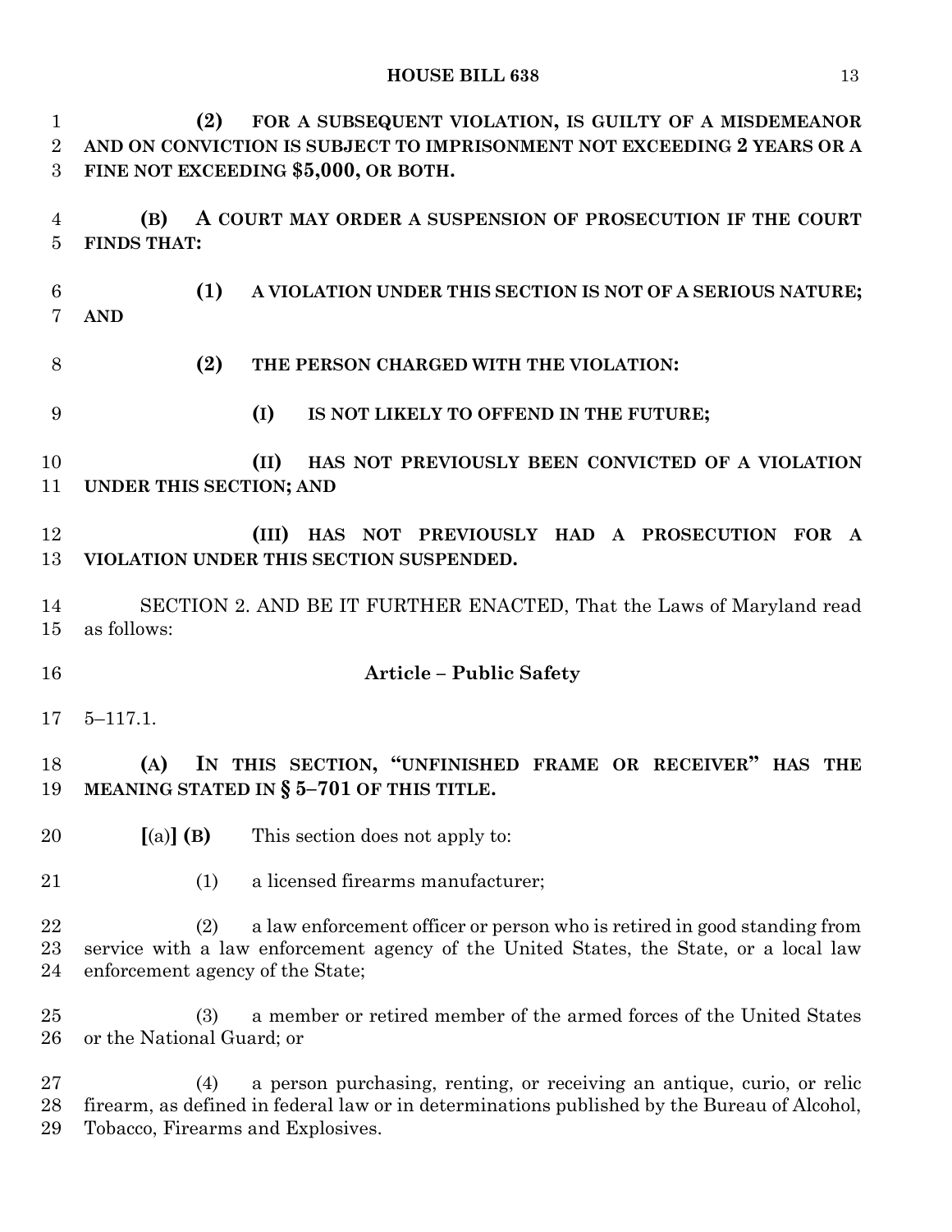**(2) FOR A SUBSEQUENT VIOLATION, IS GUILTY OF A MISDEMEANOR AND ON CONVICTION IS SUBJECT TO IMPRISONMENT NOT EXCEEDING 2 YEARS OR A FINE NOT EXCEEDING $5,000, OR BOTH.**

**(B) A COURT MAY ORDER A SUSPENSION OF PROSECUTION IF THE COURT FINDS THAT:**

**(1) A VIOLATION UNDER THIS SECTION IS NOT OF A SERIOUS NATURE; AND**

**(2) THE PERSON CHARGED WITH THE VIOLATION:**

**(I) IS NOT LIKELY TO OFFEND IN THE FUTURE;**

**(II) HAS NOT PREVIOUSLY BEEN CONVICTED OF A VIOLATION UNDER THIS SECTION; AND**

**(III) HAS NOT PREVIOUSLY HAD A PROSECUTION FOR A VIOLATION UNDER THIS SECTION SUSPENDED.**

SECTION 2. AND BE IT FURTHER ENACTED, That the Laws of Maryland read as follows:

**Article – Public Safety**

5–117.1.

**(A) IN THIS SECTION, "UNFINISHED FRAME OR RECEIVER" HAS THE MEANING STATED IN § 5–701 OF THIS TITLE.**

**[**(a)**] (B)** This section does not apply to:

(1) a licensed firearms manufacturer;

(2) a law enforcement officer or person who is retired in good standing from service with a law enforcement agency of the United States, the State, or a local law enforcement agency of the State;

(3) a member or retired member of the armed forces of the United States or the National Guard; or

(4) a person purchasing, renting, or receiving an antique, curio, or relic firearm, as defined in federal law or in determinations published by the Bureau of Alcohol, Tobacco, Firearms and Explosives.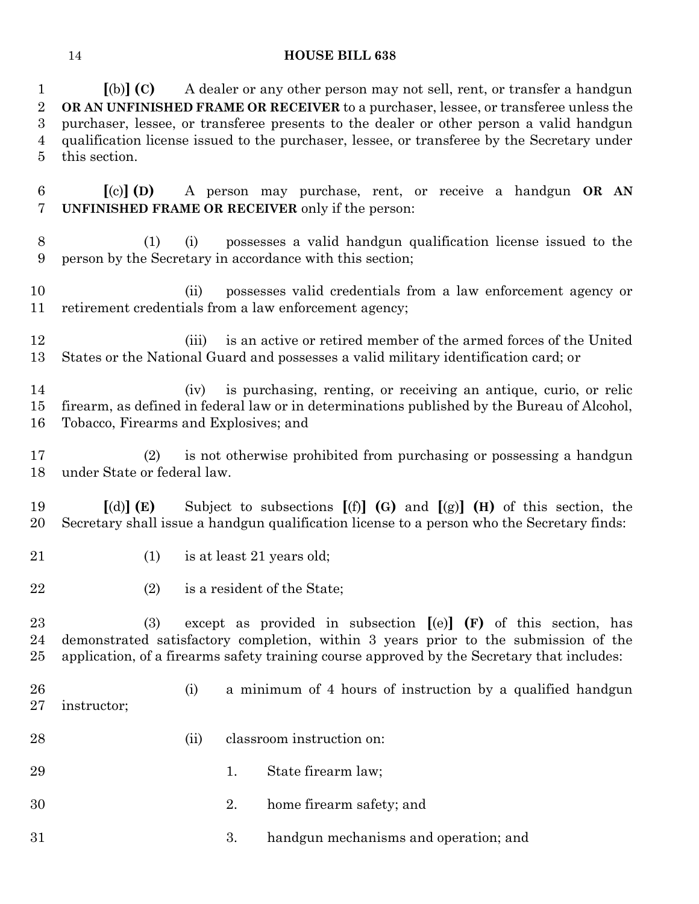**[**(b)**] (C)** A dealer or any other person may not sell, rent, or transfer a handgun **OR AN UNFINISHED FRAME OR RECEIVER** to a purchaser, lessee, or transferee unless the purchaser, lessee, or transferee presents to the dealer or other person a valid handgun qualification license issued to the purchaser, lessee, or transferee by the Secretary under this section.

**[**(c)**] (D)** A person may purchase, rent, or receive a handgun **OR AN UNFINISHED FRAME OR RECEIVER** only if the person:

(1) (i) possesses a valid handgun qualification license issued to the person by the Secretary in accordance with this section;

(ii) possesses valid credentials from a law enforcement agency or retirement credentials from a law enforcement agency;

(iii) is an active or retired member of the armed forces of the United States or the National Guard and possesses a valid military identification card; or

(iv) is purchasing, renting, or receiving an antique, curio, or relic firearm, as defined in federal law or in determinations published by the Bureau of Alcohol, Tobacco, Firearms and Explosives; and

(2) is not otherwise prohibited from purchasing or possessing a handgun under State or federal law.

**[**(d)**] (E)** Subject to subsections **[**(f)**] (G)** and **[**(g)**] (H)** of this section, the Secretary shall issue a handgun qualification license to a person who the Secretary finds:

(1) is at least 21 years old;

(2) is a resident of the State;

(3) except as provided in subsection **[**(e)**] (F)** of this section, has demonstrated satisfactory completion, within 3 years prior to the submission of the application, of a firearms safety training course approved by the Secretary that includes:

(i) a minimum of 4 hours of instruction by a qualified handgun instructor;

(ii) classroom instruction on:

1. State firearm law;

2. home firearm safety; and

3. handgun mechanisms and operation; and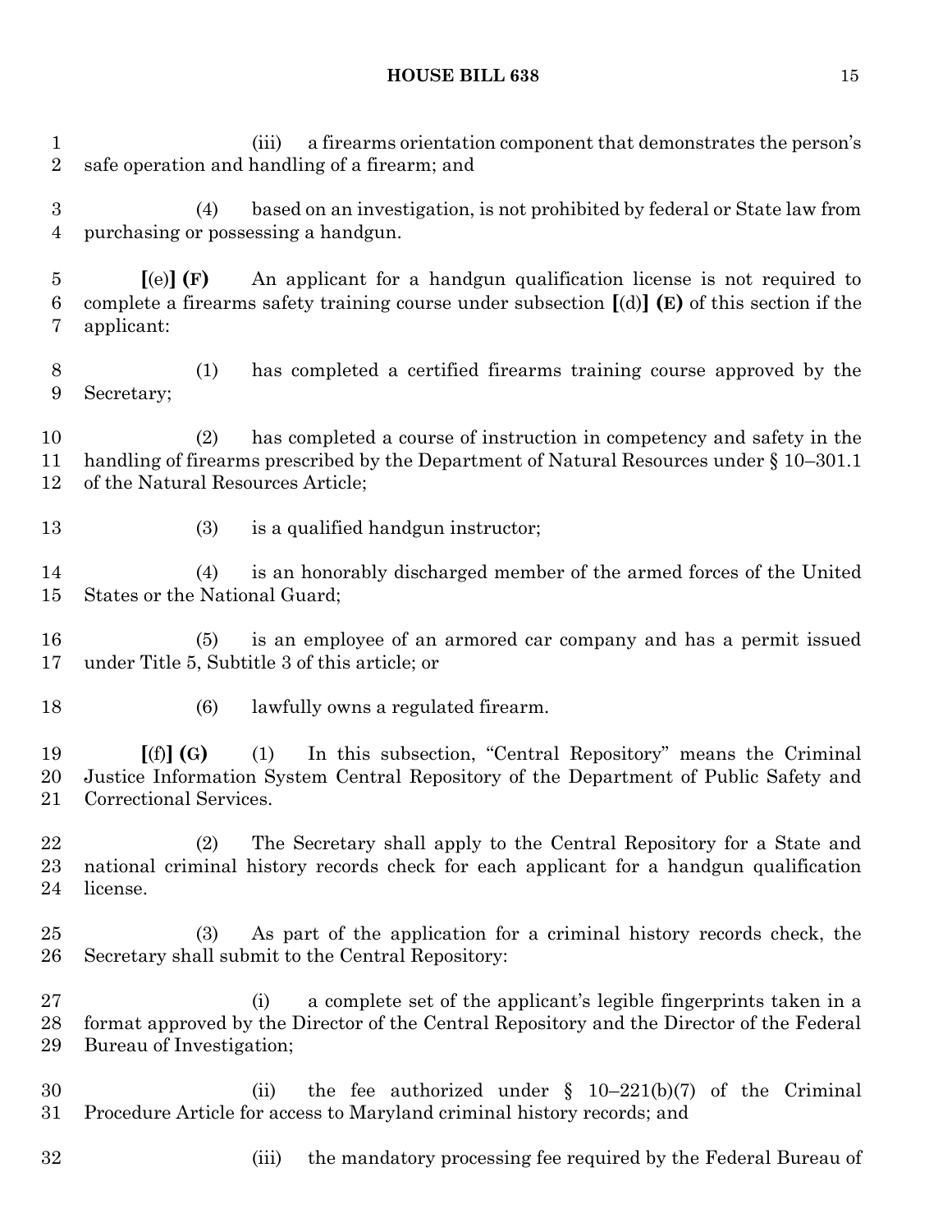(iii) a firearms orientation component that demonstrates the person's safe operation and handling of a firearm; and

(4) based on an investigation, is not prohibited by federal or State law from purchasing or possessing a handgun.

**[**(e)**] (F)** An applicant for a handgun qualification license is not required to complete a firearms safety training course under subsection **[**(d)**] (E)** of this section if the applicant:

(1) has completed a certified firearms training course approved by the Secretary;

(2) has completed a course of instruction in competency and safety in the handling of firearms prescribed by the Department of Natural Resources under § 10–301.1 of the Natural Resources Article;

(3) is a qualified handgun instructor;

(4) is an honorably discharged member of the armed forces of the United States or the National Guard;

(5) is an employee of an armored car company and has a permit issued under Title 5, Subtitle 3 of this article; or

(6) lawfully owns a regulated firearm.

**[**(f)**] (G)** (1) In this subsection, "Central Repository" means the Criminal Justice Information System Central Repository of the Department of Public Safety and Correctional Services.

(2) The Secretary shall apply to the Central Repository for a State and national criminal history records check for each applicant for a handgun qualification license.

(3) As part of the application for a criminal history records check, the Secretary shall submit to the Central Repository:

(i) a complete set of the applicant's legible fingerprints taken in a format approved by the Director of the Central Repository and the Director of the Federal Bureau of Investigation;

(ii) the fee authorized under § 10–221(b)(7) of the Criminal Procedure Article for access to Maryland criminal history records; and

(iii) the mandatory processing fee required by the Federal Bureau of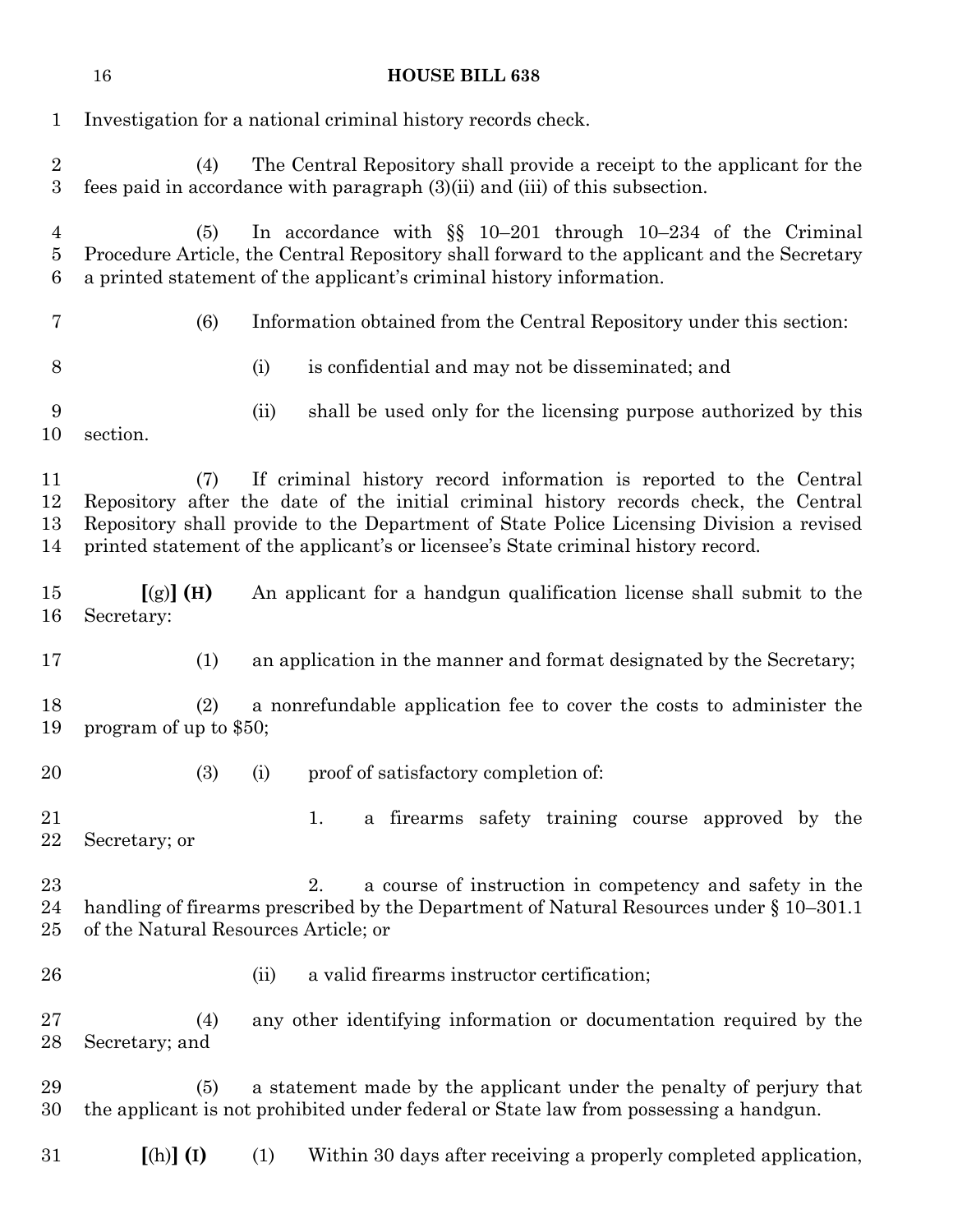Investigation for a national criminal history records check.

(4) The Central Repository shall provide a receipt to the applicant for the fees paid in accordance with paragraph (3)(ii) and (iii) of this subsection.

(5) In accordance with §§ 10–201 through 10–234 of the Criminal Procedure Article, the Central Repository shall forward to the applicant and the Secretary a printed statement of the applicant's criminal history information.

(6) Information obtained from the Central Repository under this section:

(i) is confidential and may not be disseminated; and

(ii) shall be used only for the licensing purpose authorized by this section.

(7) If criminal history record information is reported to the Central Repository after the date of the initial criminal history records check, the Central Repository shall provide to the Department of State Police Licensing Division a revised printed statement of the applicant's or licensee's State criminal history record.

**[**(g)**] (H)** An applicant for a handgun qualification license shall submit to the Secretary:

(1) an application in the manner and format designated by the Secretary;

(2) a nonrefundable application fee to cover the costs to administer the program of up to $50;

(3) (i) proof of satisfactory completion of:

1. a firearms safety training course approved by the Secretary; or

2. a course of instruction in competency and safety in the handling of firearms prescribed by the Department of Natural Resources under § 10–301.1 of the Natural Resources Article; or

(ii) a valid firearms instructor certification;

(4) any other identifying information or documentation required by the Secretary; and

(5) a statement made by the applicant under the penalty of perjury that the applicant is not prohibited under federal or State law from possessing a handgun.

**[**(h)**] (I)** (1) Within 30 days after receiving a properly completed application,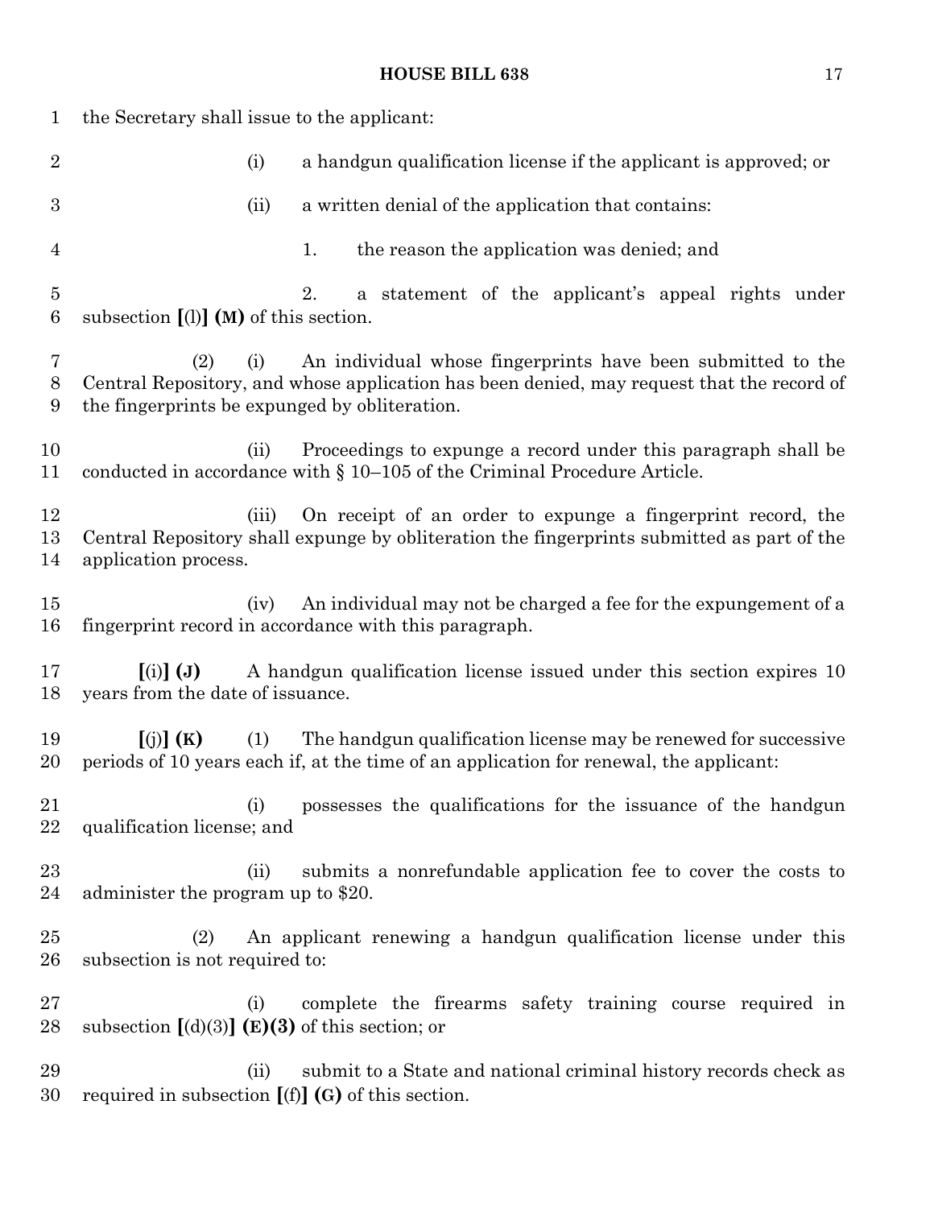the Secretary shall issue to the applicant:

(i) a handgun qualification license if the applicant is approved; or

(ii) a written denial of the application that contains:

1. the reason the application was denied; and

2. a statement of the applicant's appeal rights under subsection **[**(l)**] (M)** of this section.

(2) (i) An individual whose fingerprints have been submitted to the Central Repository, and whose application has been denied, may request that the record of the fingerprints be expunged by obliteration.

(ii) Proceedings to expunge a record under this paragraph shall be conducted in accordance with § 10–105 of the Criminal Procedure Article.

(iii) On receipt of an order to expunge a fingerprint record, the Central Repository shall expunge by obliteration the fingerprints submitted as part of the application process.

(iv) An individual may not be charged a fee for the expungement of a fingerprint record in accordance with this paragraph.

**[**(i)**] (J)** A handgun qualification license issued under this section expires 10 years from the date of issuance.

**[**(j)**] (K)** (1) The handgun qualification license may be renewed for successive periods of 10 years each if, at the time of an application for renewal, the applicant:

(i) possesses the qualifications for the issuance of the handgun qualification license; and

(ii) submits a nonrefundable application fee to cover the costs to administer the program up to $20.

(2) An applicant renewing a handgun qualification license under this subsection is not required to:

(i) complete the firearms safety training course required in subsection **[**(d)(3)**] (E)(3)** of this section; or

(ii) submit to a State and national criminal history records check as required in subsection **[**(f)**] (G)** of this section.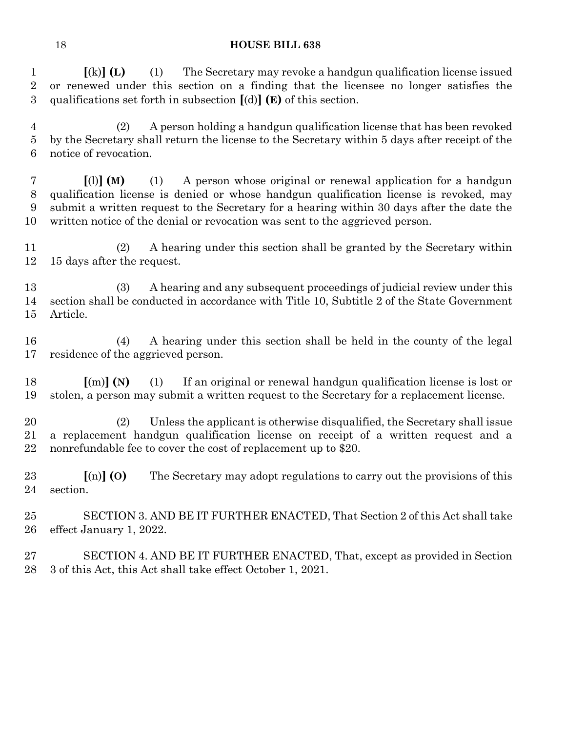**[**(k)**] (L)** (1) The Secretary may revoke a handgun qualification license issued or renewed under this section on a finding that the licensee no longer satisfies the qualifications set forth in subsection **[**(d)**] (E)** of this section.

(2) A person holding a handgun qualification license that has been revoked by the Secretary shall return the license to the Secretary within 5 days after receipt of the notice of revocation.

**[**(l)**] (M)** (1) A person whose original or renewal application for a handgun qualification license is denied or whose handgun qualification license is revoked, may submit a written request to the Secretary for a hearing within 30 days after the date the written notice of the denial or revocation was sent to the aggrieved person.

(2) A hearing under this section shall be granted by the Secretary within 15 days after the request.

(3) A hearing and any subsequent proceedings of judicial review under this section shall be conducted in accordance with Title 10, Subtitle 2 of the State Government Article.

(4) A hearing under this section shall be held in the county of the legal residence of the aggrieved person.

**[**(m)**] (N)** (1) If an original or renewal handgun qualification license is lost or stolen, a person may submit a written request to the Secretary for a replacement license.

(2) Unless the applicant is otherwise disqualified, the Secretary shall issue a replacement handgun qualification license on receipt of a written request and a nonrefundable fee to cover the cost of replacement up to $20.

**[**(n)**] (O)** The Secretary may adopt regulations to carry out the provisions of this section.

SECTION 3. AND BE IT FURTHER ENACTED, That Section 2 of this Act shall take effect January 1, 2022.

SECTION 4. AND BE IT FURTHER ENACTED, That, except as provided in Section 3 of this Act, this Act shall take effect October 1, 2021.